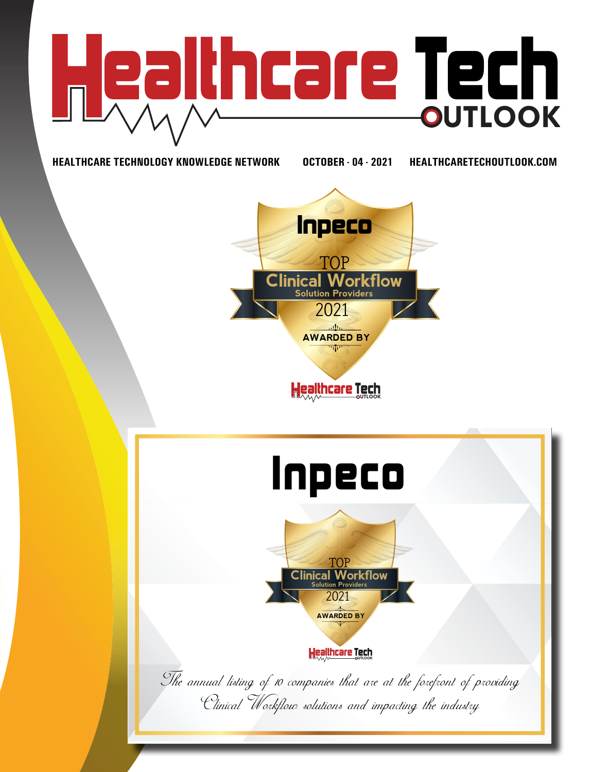# Healthcare Tech OUTLOOK

HEALTHCARE TECHNOLOGY KNOWLEDGE NETWORK OCTOBER - 04 - 2021 HEALTHCARETECHOUTLOOK.COM

Inpeco

TOP
Clinical Workflow
Solution Providers
2021
AWARDED BY
Healthcare Tech OUTLOOK

# Inpeco

TOP
Clinical Workflow
Solution Providers
2021
AWARDED BY
Healthcare Tech OUTLOOK

*The annual listing of 10 companies that are at the forefront of providing Clinical Workflow solutions and impacting the industry*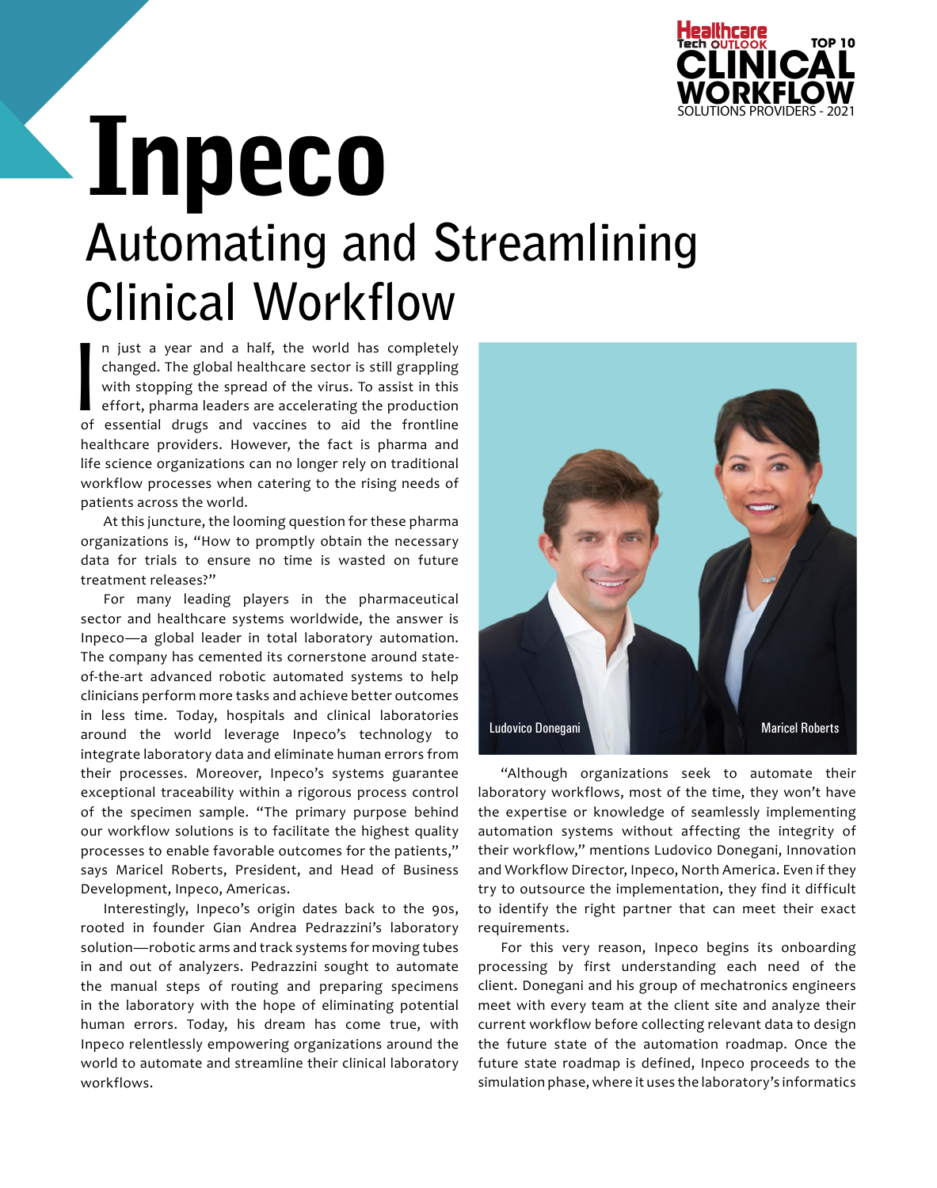# Inpeco

## Automating and Streamlining Clinical Workflow

In just a year and a half, the world has completely changed. The global healthcare sector is still grappling with stopping the spread of the virus. To assist in this effort, pharma leaders are accelerating the production of essential drugs and vaccines to aid the frontline healthcare providers. However, the fact is pharma and life science organizations can no longer rely on traditional workflow processes when catering to the rising needs of patients across the world.

At this juncture, the looming question for these pharma organizations is, "How to promptly obtain the necessary data for trials to ensure no time is wasted on future treatment releases?"

For many leading players in the pharmaceutical sector and healthcare systems worldwide, the answer is Inpeco—a global leader in total laboratory automation. The company has cemented its cornerstone around state-of-the-art advanced robotic automated systems to help clinicians perform more tasks and achieve better outcomes in less time. Today, hospitals and clinical laboratories around the world leverage Inpeco's technology to integrate laboratory data and eliminate human errors from their processes. Moreover, Inpeco's systems guarantee exceptional traceability within a rigorous process control of the specimen sample. "The primary purpose behind our workflow solutions is to facilitate the highest quality processes to enable favorable outcomes for the patients," says Maricel Roberts, President, and Head of Business Development, Inpeco, Americas.

Interestingly, Inpeco's origin dates back to the 90s, rooted in founder Gian Andrea Pedrazzini's laboratory solution—robotic arms and track systems for moving tubes in and out of analyzers. Pedrazzini sought to automate the manual steps of routing and preparing specimens in the laboratory with the hope of eliminating potential human errors. Today, his dream has come true, with Inpeco relentlessly empowering organizations around the world to automate and streamline their clinical laboratory workflows.

Ludovico Donegani Maricel Roberts

"Although organizations seek to automate their laboratory workflows, most of the time, they won't have the expertise or knowledge of seamlessly implementing automation systems without affecting the integrity of their workflow," mentions Ludovico Donegani, Innovation and Workflow Director, Inpeco, North America. Even if they try to outsource the implementation, they find it difficult to identify the right partner that can meet their exact requirements.

For this very reason, Inpeco begins its onboarding processing by first understanding each need of the client. Donegani and his group of mechatronics engineers meet with every team at the client site and analyze their current workflow before collecting relevant data to design the future state of the automation roadmap. Once the future state roadmap is defined, Inpeco proceeds to the simulation phase, where it uses the laboratory's informatics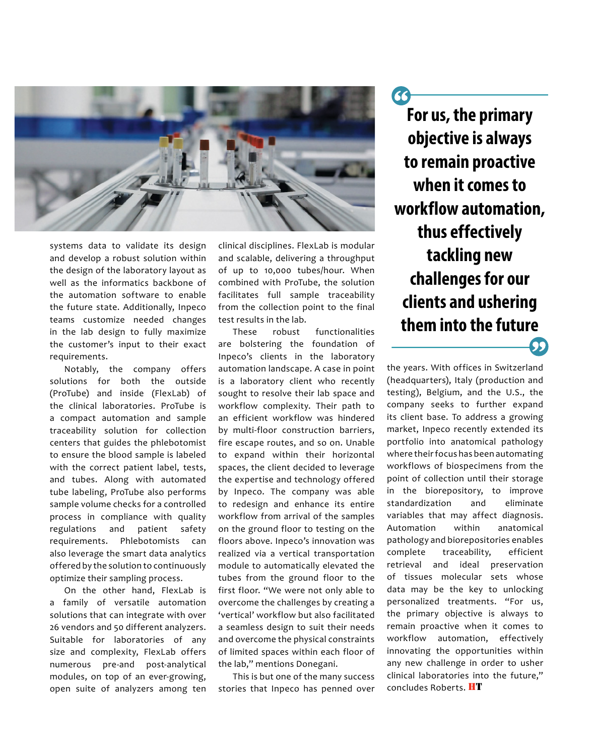systems data to validate its design and develop a robust solution within the design of the laboratory layout as well as the informatics backbone of the automation software to enable the future state. Additionally, Inpeco teams customize needed changes in the lab design to fully maximize the customer's input to their exact requirements.

Notably, the company offers solutions for both the outside (ProTube) and inside (FlexLab) of the clinical laboratories. ProTube is a compact automation and sample traceability solution for collection centers that guides the phlebotomist to ensure the blood sample is labeled with the correct patient label, tests, and tubes. Along with automated tube labeling, ProTube also performs sample volume checks for a controlled process in compliance with quality regulations and patient safety requirements. Phlebotomists can also leverage the smart data analytics offered by the solution to continuously optimize their sampling process.

On the other hand, FlexLab is a family of versatile automation solutions that can integrate with over 26 vendors and 50 different analyzers. Suitable for laboratories of any size and complexity, FlexLab offers numerous pre-and post-analytical modules, on top of an ever-growing, open suite of analyzers among ten clinical disciplines. FlexLab is modular and scalable, delivering a throughput of up to 10,000 tubes/hour. When combined with ProTube, the solution facilitates full sample traceability from the collection point to the final test results in the lab.

These robust functionalities are bolstering the foundation of Inpeco's clients in the laboratory automation landscape. A case in point is a laboratory client who recently sought to resolve their lab space and workflow complexity. Their path to an efficient workflow was hindered by multi-floor construction barriers, fire escape routes, and so on. Unable to expand within their horizontal spaces, the client decided to leverage the expertise and technology offered by Inpeco. The company was able to redesign and enhance its entire workflow from arrival of the samples on the ground floor to testing on the floors above. Inpeco's innovation was realized via a vertical transportation module to automatically elevated the tubes from the ground floor to the first floor. "We were not only able to overcome the challenges by creating a 'vertical' workflow but also facilitated a seamless design to suit their needs and overcome the physical constraints of limited spaces within each floor of the lab," mentions Donegani.

This is but one of the many success stories that Inpeco has penned over the years. With offices in Switzerland (headquarters), Italy (production and testing), Belgium, and the U.S., the company seeks to further expand its client base. To address a growing market, Inpeco recently extended its portfolio into anatomical pathology where their focus has been automating workflows of biospecimens from the point of collection until their storage in the biorepository, to improve standardization and eliminate variables that may affect diagnosis. Automation within anatomical pathology and biorepositories enables complete traceability, efficient retrieval and ideal preservation of tissues molecular sets whose data may be the key to unlocking personalized treatments. "For us, the primary objective is always to remain proactive when it comes to workflow automation, effectively innovating the opportunities within any new challenge in order to usher clinical laboratories into the future," concludes Roberts. HT

> **For us, the primary objective is always to remain proactive when it comes to workflow automation, thus effectively tackling new challenges for our clients and ushering them into the future**